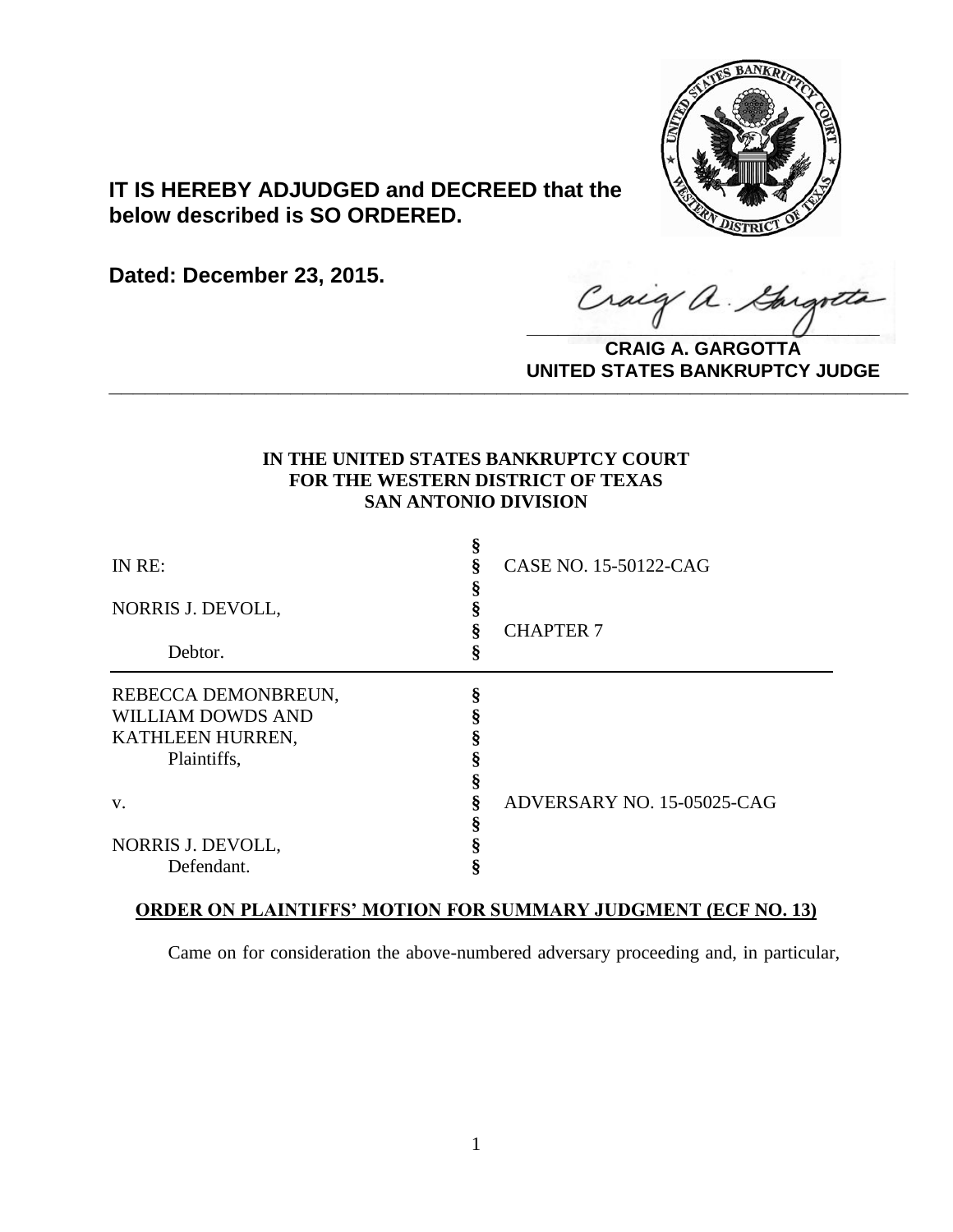**IT IS HEREBY ADJUDGED and DECREED that the below described is SO ORDERED.**

**Dated: December 23, 2015.**

**CRAIG A. GARGOTTA**
**UNITED STATES BANKRUPTCY JUDGE**

---

**IN THE UNITED STATES BANKRUPTCY COURT**
**FOR THE WESTERN DISTRICT OF TEXAS**
**SAN ANTONIO DIVISION**

| | | |
|---|---|---|
| IN RE: | § | CASE NO. 15-50122-CAG |
| | § | |
| NORRIS J. DEVOLL, | § | |
| | § | CHAPTER 7 |
| Debtor. | § | |

| | | |
|---|---|---|
| REBECCA DEMONBREUN, | § | |
| WILLIAM DOWDS AND | § | |
| KATHLEEN HURREN, | § | |
| Plaintiffs, | § | |
| | § | |
| v. | § | ADVERSARY NO. 15-05025-CAG |
| | § | |
| NORRIS J. DEVOLL, | § | |
| Defendant. | § | |

**ORDER ON PLAINTIFFS' MOTION FOR SUMMARY JUDGMENT (ECF NO. 13)**

Came on for consideration the above-numbered adversary proceeding and, in particular,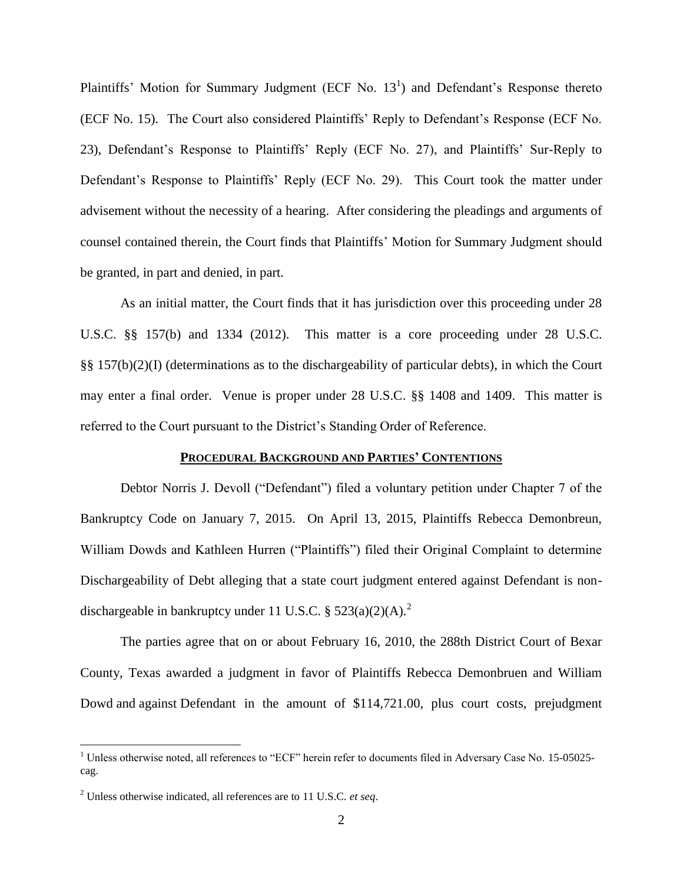Plaintiffs' Motion for Summary Judgment (ECF No. 13[1]) and Defendant's Response thereto (ECF No. 15). The Court also considered Plaintiffs' Reply to Defendant's Response (ECF No. 23), Defendant's Response to Plaintiffs' Reply (ECF No. 27), and Plaintiffs' Sur-Reply to Defendant's Response to Plaintiffs' Reply (ECF No. 29). This Court took the matter under advisement without the necessity of a hearing. After considering the pleadings and arguments of counsel contained therein, the Court finds that Plaintiffs' Motion for Summary Judgment should be granted, in part and denied, in part.

As an initial matter, the Court finds that it has jurisdiction over this proceeding under 28 U.S.C. §§ 157(b) and 1334 (2012). This matter is a core proceeding under 28 U.S.C. §§ 157(b)(2)(I) (determinations as to the dischargeability of particular debts), in which the Court may enter a final order. Venue is proper under 28 U.S.C. §§ 1408 and 1409. This matter is referred to the Court pursuant to the District's Standing Order of Reference.

## **PROCEDURAL BACKGROUND AND PARTIES' CONTENTIONS**

Debtor Norris J. Devoll ("Defendant") filed a voluntary petition under Chapter 7 of the Bankruptcy Code on January 7, 2015. On April 13, 2015, Plaintiffs Rebecca Demonbreun, William Dowds and Kathleen Hurren ("Plaintiffs") filed their Original Complaint to determine Dischargeability of Debt alleging that a state court judgment entered against Defendant is non-dischargeable in bankruptcy under 11 U.S.C. § 523(a)(2)(A).[2]

The parties agree that on or about February 16, 2010, the 288th District Court of Bexar County, Texas awarded a judgment in favor of Plaintiffs Rebecca Demonbruen and William Dowd and against Defendant in the amount of $114,721.00, plus court costs, prejudgment

---

[1] Unless otherwise noted, all references to "ECF" herein refer to documents filed in Adversary Case No. 15-05025-cag.

[2] Unless otherwise indicated, all references are to 11 U.S.C. *et seq*.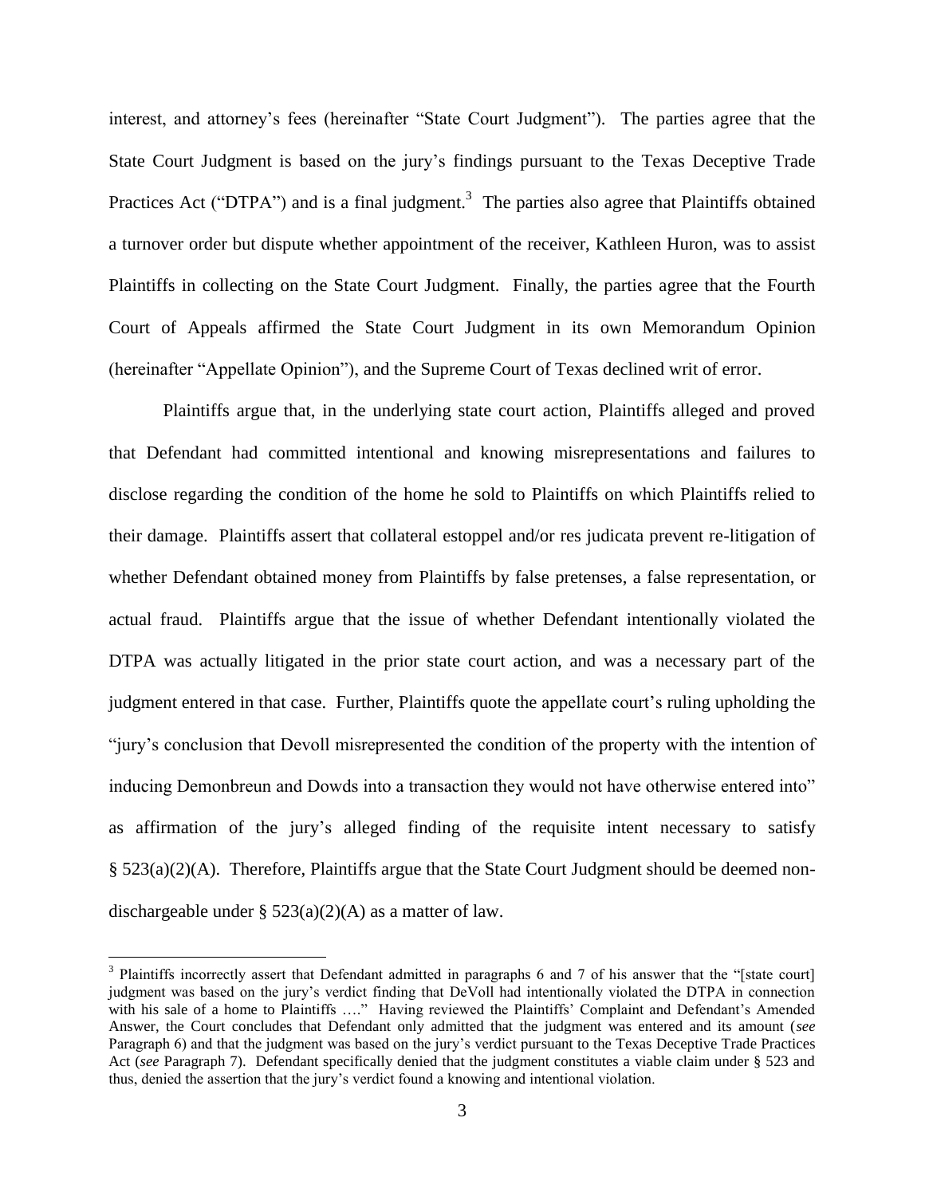interest, and attorney's fees (hereinafter "State Court Judgment"). The parties agree that the State Court Judgment is based on the jury's findings pursuant to the Texas Deceptive Trade Practices Act ("DTPA") and is a final judgment.[3] The parties also agree that Plaintiffs obtained a turnover order but dispute whether appointment of the receiver, Kathleen Huron, was to assist Plaintiffs in collecting on the State Court Judgment. Finally, the parties agree that the Fourth Court of Appeals affirmed the State Court Judgment in its own Memorandum Opinion (hereinafter "Appellate Opinion"), and the Supreme Court of Texas declined writ of error.

Plaintiffs argue that, in the underlying state court action, Plaintiffs alleged and proved that Defendant had committed intentional and knowing misrepresentations and failures to disclose regarding the condition of the home he sold to Plaintiffs on which Plaintiffs relied to their damage. Plaintiffs assert that collateral estoppel and/or res judicata prevent re-litigation of whether Defendant obtained money from Plaintiffs by false pretenses, a false representation, or actual fraud. Plaintiffs argue that the issue of whether Defendant intentionally violated the DTPA was actually litigated in the prior state court action, and was a necessary part of the judgment entered in that case. Further, Plaintiffs quote the appellate court's ruling upholding the "jury's conclusion that Devoll misrepresented the condition of the property with the intention of inducing Demonbreun and Dowds into a transaction they would not have otherwise entered into" as affirmation of the jury's alleged finding of the requisite intent necessary to satisfy § 523(a)(2)(A). Therefore, Plaintiffs argue that the State Court Judgment should be deemed non-dischargeable under § 523(a)(2)(A) as a matter of law.

[3] Plaintiffs incorrectly assert that Defendant admitted in paragraphs 6 and 7 of his answer that the "[state court] judgment was based on the jury's verdict finding that DeVoll had intentionally violated the DTPA in connection with his sale of a home to Plaintiffs …." Having reviewed the Plaintiffs' Complaint and Defendant's Amended Answer, the Court concludes that Defendant only admitted that the judgment was entered and its amount (*see* Paragraph 6) and that the judgment was based on the jury's verdict pursuant to the Texas Deceptive Trade Practices Act (*see* Paragraph 7). Defendant specifically denied that the judgment constitutes a viable claim under § 523 and thus, denied the assertion that the jury's verdict found a knowing and intentional violation.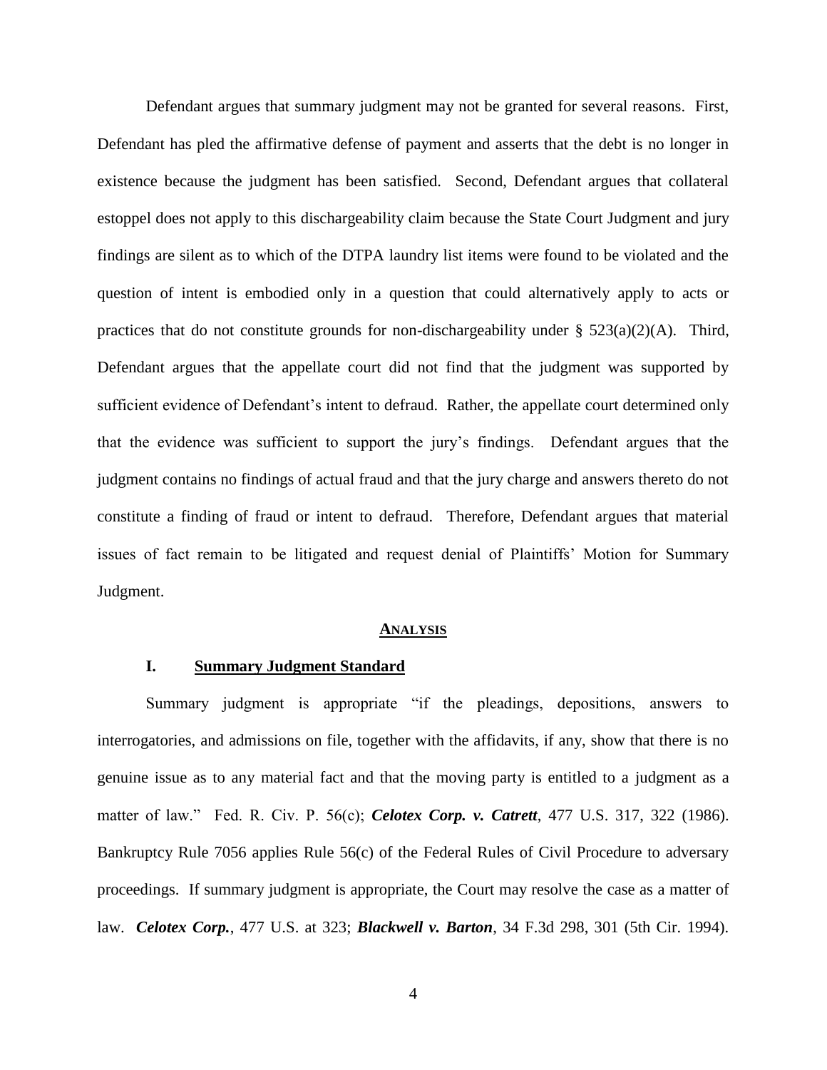Defendant argues that summary judgment may not be granted for several reasons. First, Defendant has pled the affirmative defense of payment and asserts that the debt is no longer in existence because the judgment has been satisfied. Second, Defendant argues that collateral estoppel does not apply to this dischargeability claim because the State Court Judgment and jury findings are silent as to which of the DTPA laundry list items were found to be violated and the question of intent is embodied only in a question that could alternatively apply to acts or practices that do not constitute grounds for non-dischargeability under § 523(a)(2)(A). Third, Defendant argues that the appellate court did not find that the judgment was supported by sufficient evidence of Defendant's intent to defraud. Rather, the appellate court determined only that the evidence was sufficient to support the jury's findings. Defendant argues that the judgment contains no findings of actual fraud and that the jury charge and answers thereto do not constitute a finding of fraud or intent to defraud. Therefore, Defendant argues that material issues of fact remain to be litigated and request denial of Plaintiffs' Motion for Summary Judgment.

## ANALYSIS

### I. Summary Judgment Standard

Summary judgment is appropriate "if the pleadings, depositions, answers to interrogatories, and admissions on file, together with the affidavits, if any, show that there is no genuine issue as to any material fact and that the moving party is entitled to a judgment as a matter of law." Fed. R. Civ. P. 56(c); ***Celotex Corp. v. Catrett***, 477 U.S. 317, 322 (1986). Bankruptcy Rule 7056 applies Rule 56(c) of the Federal Rules of Civil Procedure to adversary proceedings. If summary judgment is appropriate, the Court may resolve the case as a matter of law. ***Celotex Corp.***, 477 U.S. at 323; ***Blackwell v. Barton***, 34 F.3d 298, 301 (5th Cir. 1994).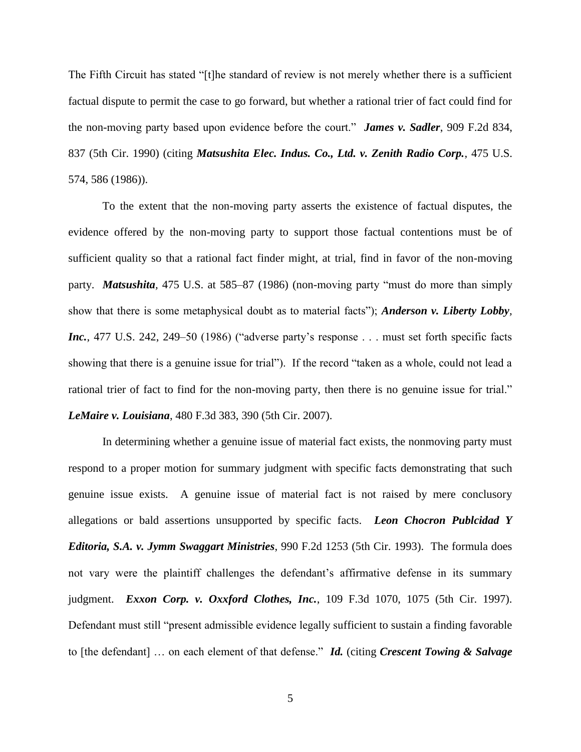The Fifth Circuit has stated "[t]he standard of review is not merely whether there is a sufficient factual dispute to permit the case to go forward, but whether a rational trier of fact could find for the non-moving party based upon evidence before the court." ***James v. Sadler***, 909 F.2d 834, 837 (5th Cir. 1990) (citing ***Matsushita Elec. Indus. Co., Ltd. v. Zenith Radio Corp.***, 475 U.S. 574, 586 (1986)).

To the extent that the non-moving party asserts the existence of factual disputes, the evidence offered by the non-moving party to support those factual contentions must be of sufficient quality so that a rational fact finder might, at trial, find in favor of the non-moving party. ***Matsushita***, 475 U.S. at 585–87 (1986) (non-moving party "must do more than simply show that there is some metaphysical doubt as to material facts"); ***Anderson v. Liberty Lobby, Inc.***, 477 U.S. 242, 249–50 (1986) ("adverse party's response . . . must set forth specific facts showing that there is a genuine issue for trial"). If the record "taken as a whole, could not lead a rational trier of fact to find for the non-moving party, then there is no genuine issue for trial." ***LeMaire v. Louisiana***, 480 F.3d 383, 390 (5th Cir. 2007).

In determining whether a genuine issue of material fact exists, the nonmoving party must respond to a proper motion for summary judgment with specific facts demonstrating that such genuine issue exists. A genuine issue of material fact is not raised by mere conclusory allegations or bald assertions unsupported by specific facts. ***Leon Chocron Publcidad Y Editoria, S.A. v. Jymm Swaggart Ministries***, 990 F.2d 1253 (5th Cir. 1993). The formula does not vary were the plaintiff challenges the defendant's affirmative defense in its summary judgment. ***Exxon Corp. v. Oxxford Clothes, Inc.***, 109 F.3d 1070, 1075 (5th Cir. 1997). Defendant must still "present admissible evidence legally sufficient to sustain a finding favorable to [the defendant] … on each element of that defense." ***Id.*** (citing ***Crescent Towing & Salvage***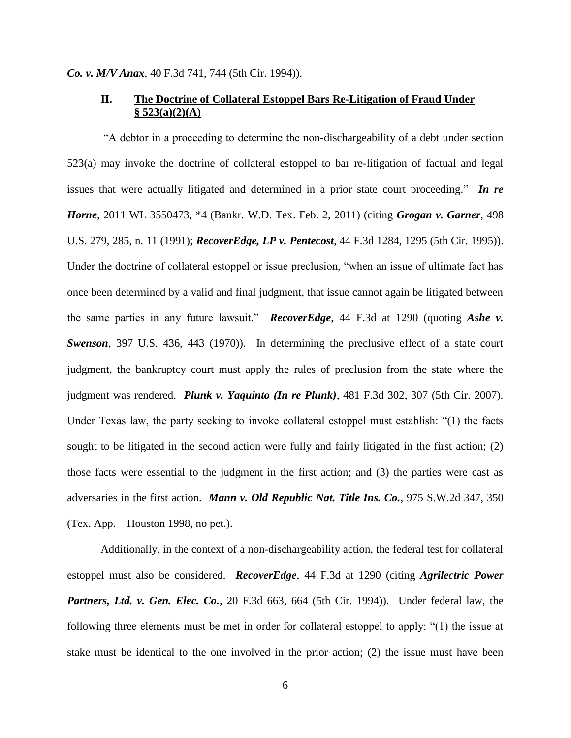***Co. v. M/V Anax***, 40 F.3d 741, 744 (5th Cir. 1994)).

## II. The Doctrine of Collateral Estoppel Bars Re-Litigation of Fraud Under § 523(a)(2)(A)

"A debtor in a proceeding to determine the non-dischargeability of a debt under section 523(a) may invoke the doctrine of collateral estoppel to bar re-litigation of factual and legal issues that were actually litigated and determined in a prior state court proceeding." ***In re Horne***, 2011 WL 3550473, *4 (Bankr. W.D. Tex. Feb. 2, 2011) (citing ***Grogan v. Garner***, 498 U.S. 279, 285, n. 11 (1991); ***RecoverEdge, LP v. Pentecost***, 44 F.3d 1284, 1295 (5th Cir. 1995)). Under the doctrine of collateral estoppel or issue preclusion, "when an issue of ultimate fact has once been determined by a valid and final judgment, that issue cannot again be litigated between the same parties in any future lawsuit." ***RecoverEdge***, 44 F.3d at 1290 (quoting ***Ashe v. Swenson***, 397 U.S. 436, 443 (1970)). In determining the preclusive effect of a state court judgment, the bankruptcy court must apply the rules of preclusion from the state where the judgment was rendered. ***Plunk v. Yaquinto (In re Plunk)***, 481 F.3d 302, 307 (5th Cir. 2007). Under Texas law, the party seeking to invoke collateral estoppel must establish: "(1) the facts sought to be litigated in the second action were fully and fairly litigated in the first action; (2) those facts were essential to the judgment in the first action; and (3) the parties were cast as adversaries in the first action. ***Mann v. Old Republic Nat. Title Ins. Co.***, 975 S.W.2d 347, 350 (Tex. App.—Houston 1998, no pet.).

Additionally, in the context of a non-dischargeability action, the federal test for collateral estoppel must also be considered. ***RecoverEdge***, 44 F.3d at 1290 (citing ***Agrilectric Power Partners, Ltd. v. Gen. Elec. Co.***, 20 F.3d 663, 664 (5th Cir. 1994)). Under federal law, the following three elements must be met in order for collateral estoppel to apply: "(1) the issue at stake must be identical to the one involved in the prior action; (2) the issue must have been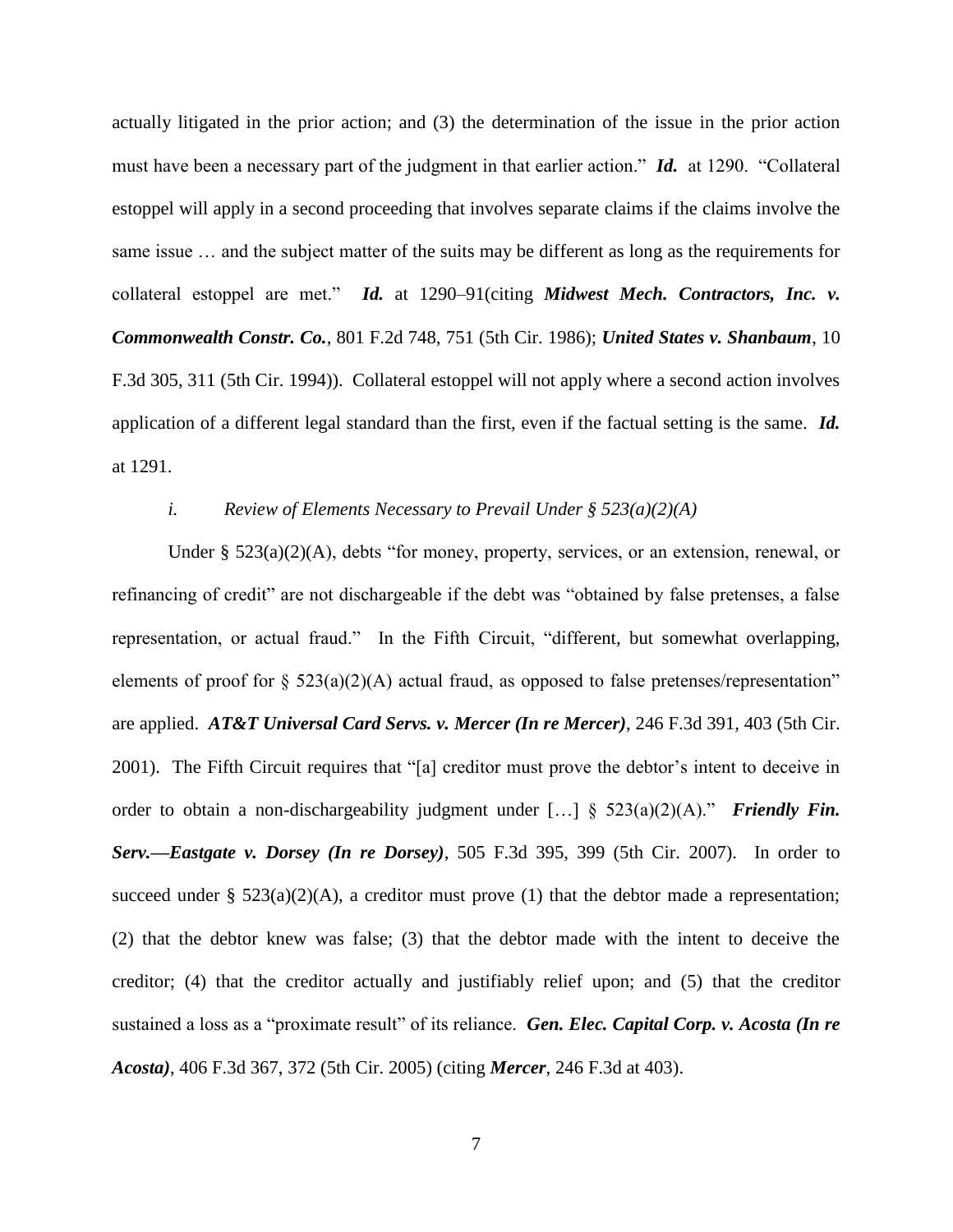actually litigated in the prior action; and (3) the determination of the issue in the prior action must have been a necessary part of the judgment in that earlier action." ***Id.*** at 1290. "Collateral estoppel will apply in a second proceeding that involves separate claims if the claims involve the same issue … and the subject matter of the suits may be different as long as the requirements for collateral estoppel are met." ***Id.*** at 1290–91(citing ***Midwest Mech. Contractors, Inc. v. Commonwealth Constr. Co.***, 801 F.2d 748, 751 (5th Cir. 1986); ***United States v. Shanbaum***, 10 F.3d 305, 311 (5th Cir. 1994)). Collateral estoppel will not apply where a second action involves application of a different legal standard than the first, even if the factual setting is the same. ***Id.*** at 1291.

*i. Review of Elements Necessary to Prevail Under § 523(a)(2)(A)*

Under § 523(a)(2)(A), debts "for money, property, services, or an extension, renewal, or refinancing of credit" are not dischargeable if the debt was "obtained by false pretenses, a false representation, or actual fraud." In the Fifth Circuit, "different, but somewhat overlapping, elements of proof for § 523(a)(2)(A) actual fraud, as opposed to false pretenses/representation" are applied. ***AT&T Universal Card Servs. v. Mercer (In re Mercer)***, 246 F.3d 391, 403 (5th Cir. 2001). The Fifth Circuit requires that "[a] creditor must prove the debtor's intent to deceive in order to obtain a non-dischargeability judgment under […] § 523(a)(2)(A)." ***Friendly Fin. Serv.—Eastgate v. Dorsey (In re Dorsey)***, 505 F.3d 395, 399 (5th Cir. 2007). In order to succeed under § 523(a)(2)(A), a creditor must prove (1) that the debtor made a representation; (2) that the debtor knew was false; (3) that the debtor made with the intent to deceive the creditor; (4) that the creditor actually and justifiably relief upon; and (5) that the creditor sustained a loss as a "proximate result" of its reliance. ***Gen. Elec. Capital Corp. v. Acosta (In re Acosta)***, 406 F.3d 367, 372 (5th Cir. 2005) (citing ***Mercer***, 246 F.3d at 403).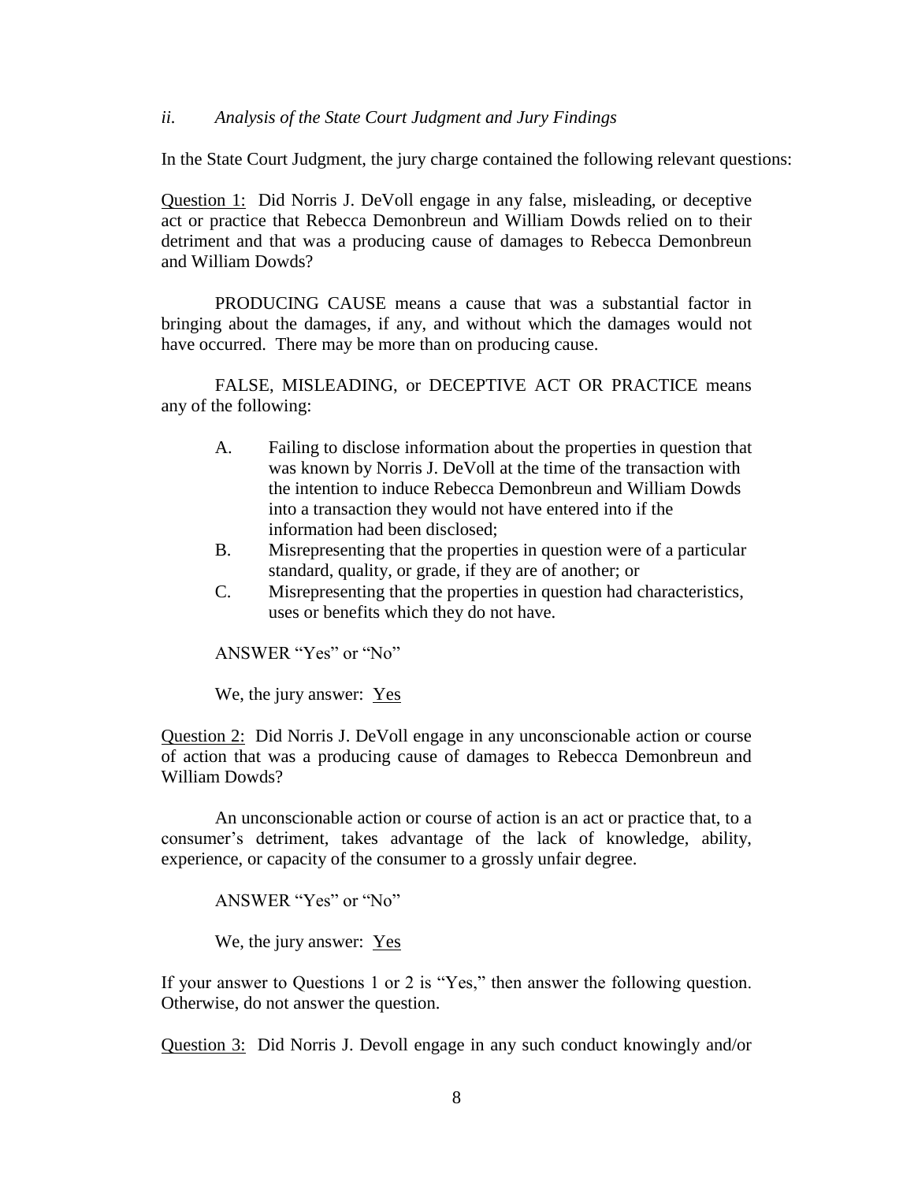*ii. Analysis of the State Court Judgment and Jury Findings*

In the State Court Judgment, the jury charge contained the following relevant questions:

Question 1: Did Norris J. DeVoll engage in any false, misleading, or deceptive act or practice that Rebecca Demonbreun and William Dowds relied on to their detriment and that was a producing cause of damages to Rebecca Demonbreun and William Dowds?

PRODUCING CAUSE means a cause that was a substantial factor in bringing about the damages, if any, and without which the damages would not have occurred. There may be more than on producing cause.

FALSE, MISLEADING, or DECEPTIVE ACT OR PRACTICE means any of the following:

A. Failing to disclose information about the properties in question that was known by Norris J. DeVoll at the time of the transaction with the intention to induce Rebecca Demonbreun and William Dowds into a transaction they would not have entered into if the information had been disclosed;

B. Misrepresenting that the properties in question were of a particular standard, quality, or grade, if they are of another; or

C. Misrepresenting that the properties in question had characteristics, uses or benefits which they do not have.

ANSWER "Yes" or "No"

We, the jury answer: Yes

Question 2: Did Norris J. DeVoll engage in any unconscionable action or course of action that was a producing cause of damages to Rebecca Demonbreun and William Dowds?

An unconscionable action or course of action is an act or practice that, to a consumer's detriment, takes advantage of the lack of knowledge, ability, experience, or capacity of the consumer to a grossly unfair degree.

ANSWER "Yes" or "No"

We, the jury answer: Yes

If your answer to Questions 1 or 2 is "Yes," then answer the following question. Otherwise, do not answer the question.

Question 3: Did Norris J. Devoll engage in any such conduct knowingly and/or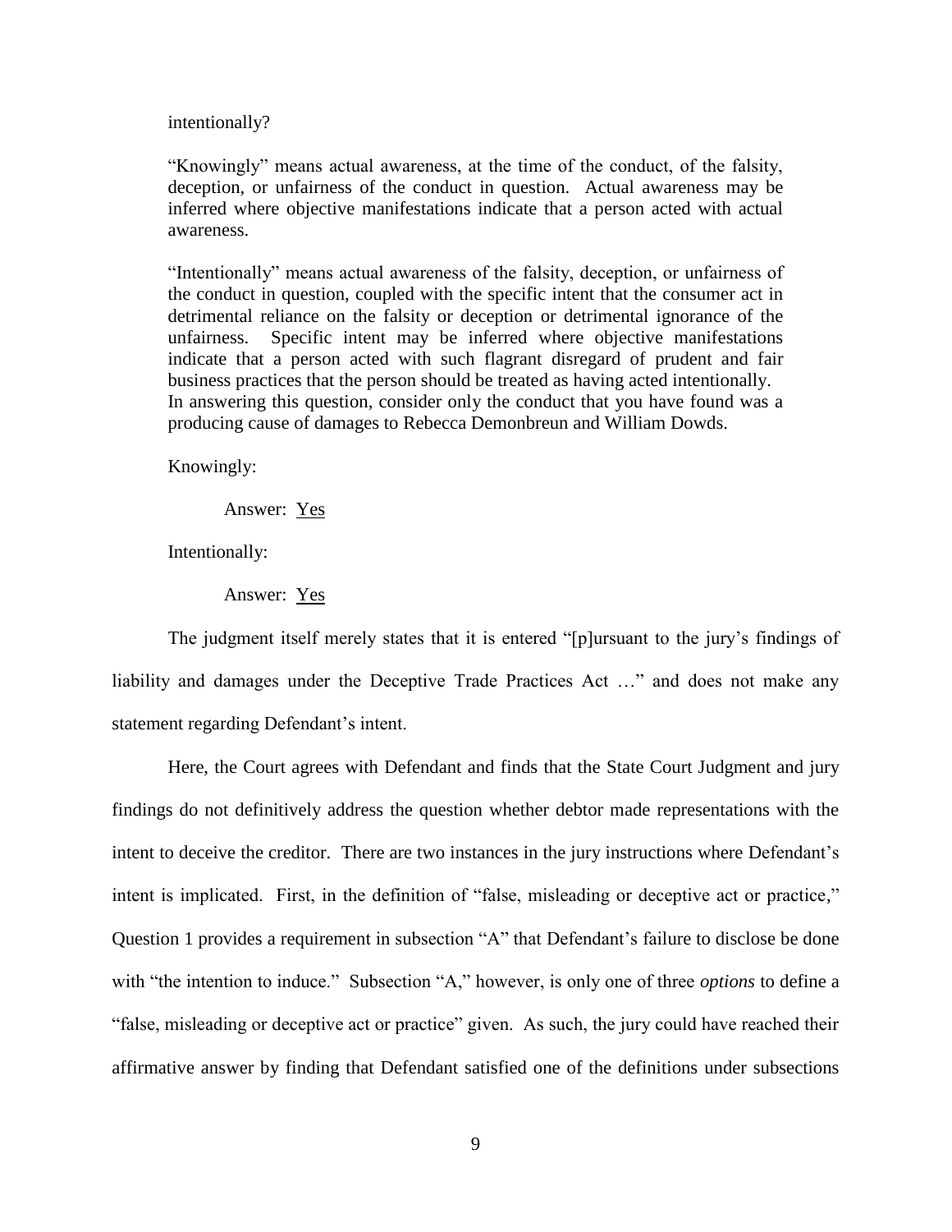intentionally?

> "Knowingly" means actual awareness, at the time of the conduct, of the falsity, deception, or unfairness of the conduct in question. Actual awareness may be inferred where objective manifestations indicate that a person acted with actual awareness.
>
> "Intentionally" means actual awareness of the falsity, deception, or unfairness of the conduct in question, coupled with the specific intent that the consumer act in detrimental reliance on the falsity or deception or detrimental ignorance of the unfairness. Specific intent may be inferred where objective manifestations indicate that a person acted with such flagrant disregard of prudent and fair business practices that the person should be treated as having acted intentionally. In answering this question, consider only the conduct that you have found was a producing cause of damages to Rebecca Demonbreun and William Dowds.
>
> Knowingly:
>
> Answer: Yes
>
> Intentionally:
>
> Answer: Yes

The judgment itself merely states that it is entered "[p]ursuant to the jury's findings of liability and damages under the Deceptive Trade Practices Act …" and does not make any statement regarding Defendant's intent.

Here, the Court agrees with Defendant and finds that the State Court Judgment and jury findings do not definitively address the question whether debtor made representations with the intent to deceive the creditor. There are two instances in the jury instructions where Defendant's intent is implicated. First, in the definition of "false, misleading or deceptive act or practice," Question 1 provides a requirement in subsection "A" that Defendant's failure to disclose be done with "the intention to induce." Subsection "A," however, is only one of three *options* to define a "false, misleading or deceptive act or practice" given. As such, the jury could have reached their affirmative answer by finding that Defendant satisfied one of the definitions under subsections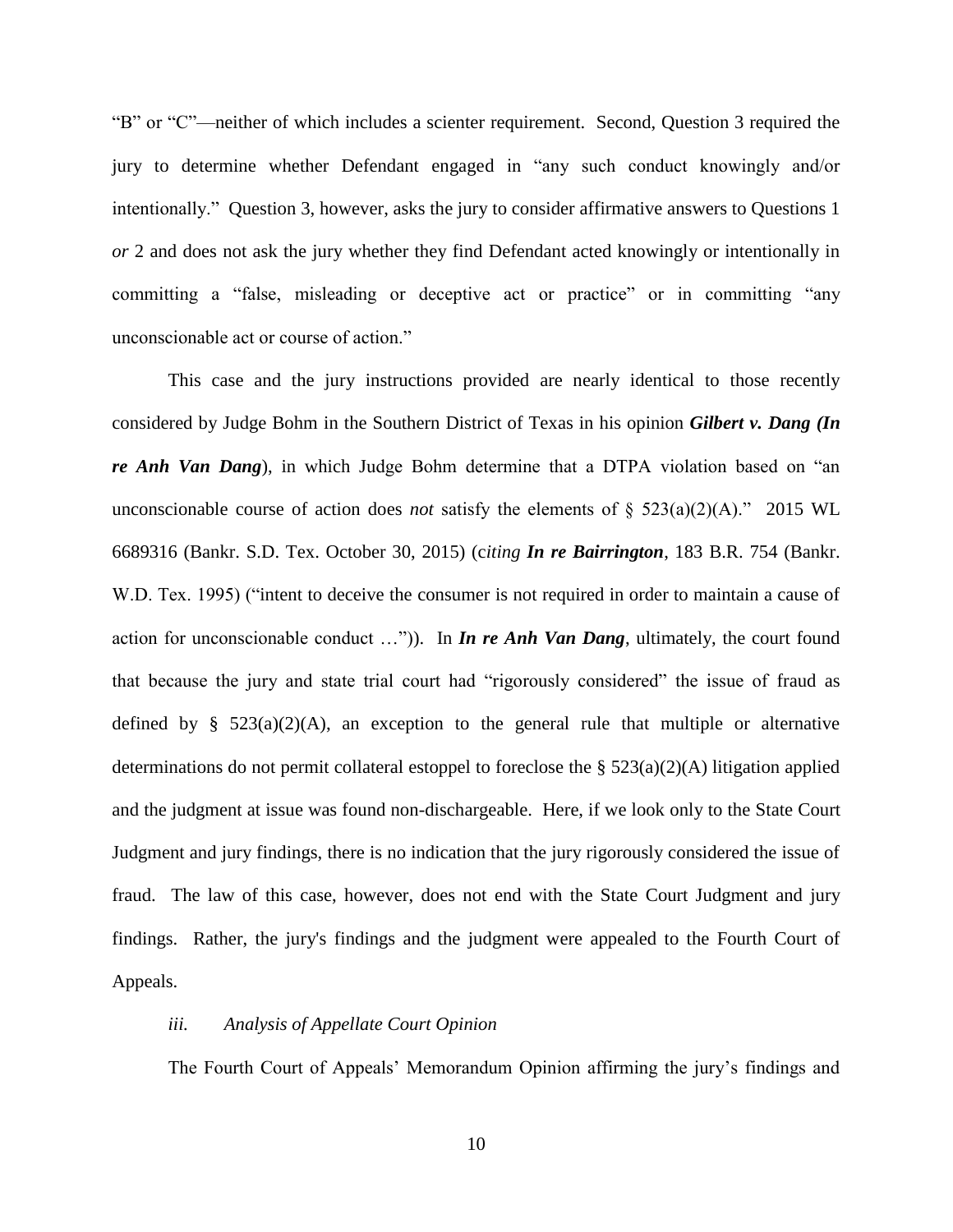"B" or "C"—neither of which includes a scienter requirement. Second, Question 3 required the jury to determine whether Defendant engaged in "any such conduct knowingly and/or intentionally." Question 3, however, asks the jury to consider affirmative answers to Questions 1 *or* 2 and does not ask the jury whether they find Defendant acted knowingly or intentionally in committing a "false, misleading or deceptive act or practice" or in committing "any unconscionable act or course of action."

This case and the jury instructions provided are nearly identical to those recently considered by Judge Bohm in the Southern District of Texas in his opinion ***Gilbert v. Dang (In re Anh Van Dang)***, in which Judge Bohm determine that a DTPA violation based on "an unconscionable course of action does *not* satisfy the elements of § 523(a)(2)(A)." 2015 WL 6689316 (Bankr. S.D. Tex. October 30, 2015) (*citing* ***In re Bairrington***, 183 B.R. 754 (Bankr. W.D. Tex. 1995) ("intent to deceive the consumer is not required in order to maintain a cause of action for unconscionable conduct …")). In ***In re Anh Van Dang***, ultimately, the court found that because the jury and state trial court had "rigorously considered" the issue of fraud as defined by § 523(a)(2)(A), an exception to the general rule that multiple or alternative determinations do not permit collateral estoppel to foreclose the § 523(a)(2)(A) litigation applied and the judgment at issue was found non-dischargeable. Here, if we look only to the State Court Judgment and jury findings, there is no indication that the jury rigorously considered the issue of fraud. The law of this case, however, does not end with the State Court Judgment and jury findings. Rather, the jury's findings and the judgment were appealed to the Fourth Court of Appeals.

*iii. Analysis of Appellate Court Opinion*

The Fourth Court of Appeals' Memorandum Opinion affirming the jury's findings and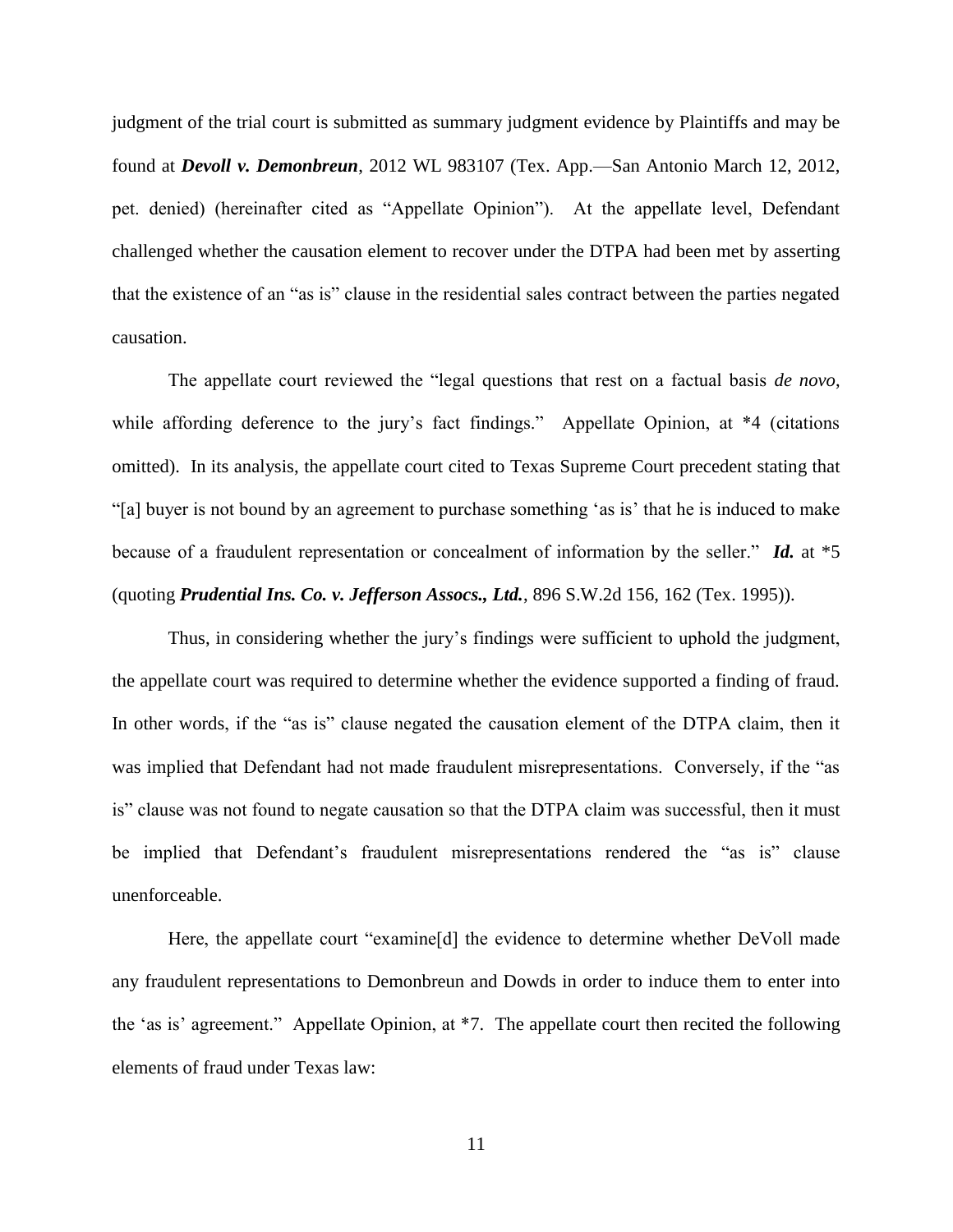judgment of the trial court is submitted as summary judgment evidence by Plaintiffs and may be found at ***Devoll v. Demonbreun***, 2012 WL 983107 (Tex. App.—San Antonio March 12, 2012, pet. denied) (hereinafter cited as "Appellate Opinion"). At the appellate level, Defendant challenged whether the causation element to recover under the DTPA had been met by asserting that the existence of an "as is" clause in the residential sales contract between the parties negated causation.

The appellate court reviewed the "legal questions that rest on a factual basis *de novo*, while affording deference to the jury's fact findings." Appellate Opinion, at *4 (citations omitted). In its analysis, the appellate court cited to Texas Supreme Court precedent stating that "[a] buyer is not bound by an agreement to purchase something 'as is' that he is induced to make because of a fraudulent representation or concealment of information by the seller." ***Id.*** at *5 (quoting ***Prudential Ins. Co. v. Jefferson Assocs., Ltd.***, 896 S.W.2d 156, 162 (Tex. 1995)).

Thus, in considering whether the jury's findings were sufficient to uphold the judgment, the appellate court was required to determine whether the evidence supported a finding of fraud. In other words, if the "as is" clause negated the causation element of the DTPA claim, then it was implied that Defendant had not made fraudulent misrepresentations. Conversely, if the "as is" clause was not found to negate causation so that the DTPA claim was successful, then it must be implied that Defendant's fraudulent misrepresentations rendered the "as is" clause unenforceable.

Here, the appellate court "examine[d] the evidence to determine whether DeVoll made any fraudulent representations to Demonbreun and Dowds in order to induce them to enter into the 'as is' agreement." Appellate Opinion, at *7. The appellate court then recited the following elements of fraud under Texas law: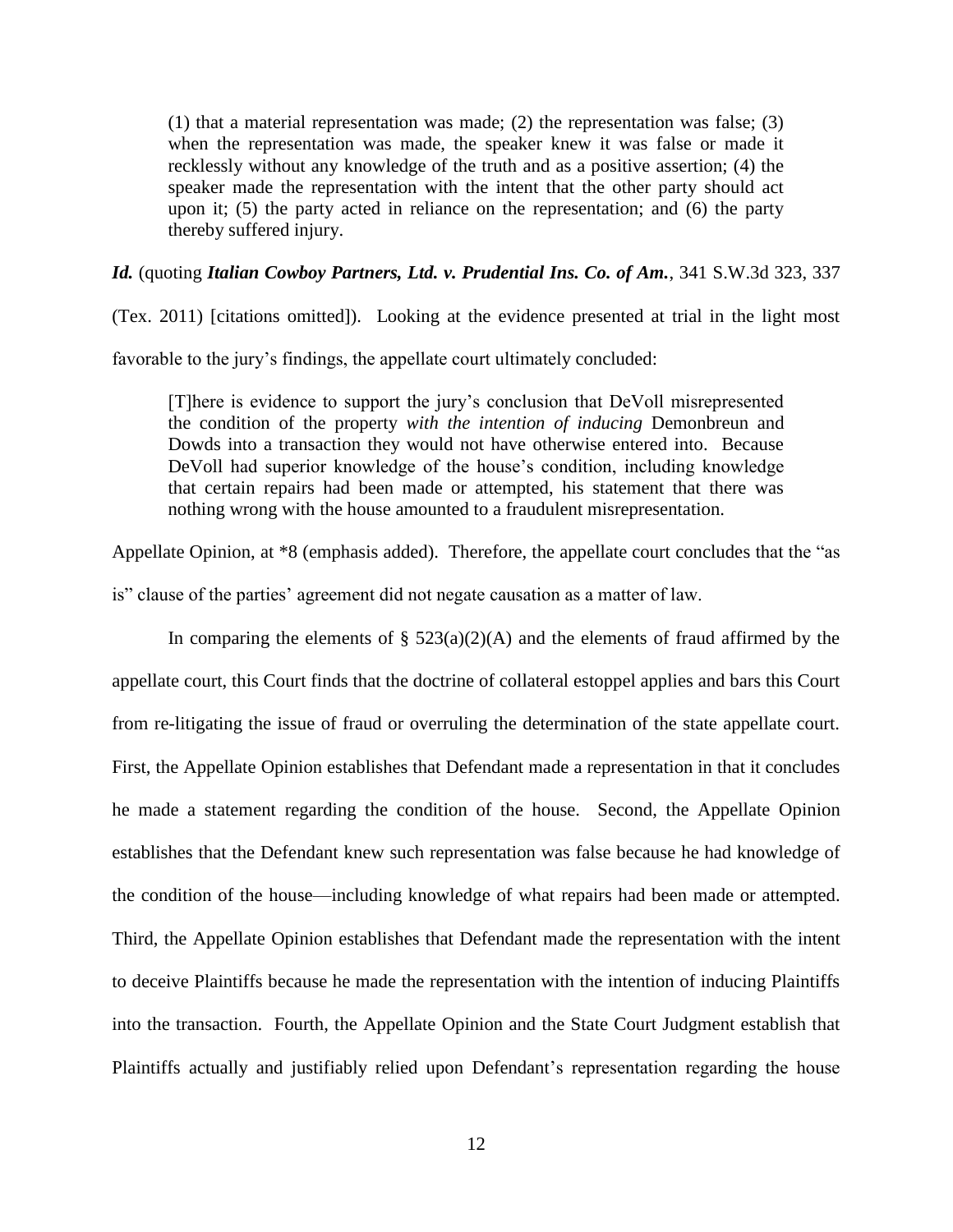> (1) that a material representation was made; (2) the representation was false; (3) when the representation was made, the speaker knew it was false or made it recklessly without any knowledge of the truth and as a positive assertion; (4) the speaker made the representation with the intent that the other party should act upon it; (5) the party acted in reliance on the representation; and (6) the party thereby suffered injury.

***Id.*** (quoting ***Italian Cowboy Partners, Ltd. v. Prudential Ins. Co. of Am.***, 341 S.W.3d 323, 337 (Tex. 2011) [citations omitted]). Looking at the evidence presented at trial in the light most favorable to the jury's findings, the appellate court ultimately concluded:

> [T]here is evidence to support the jury's conclusion that DeVoll misrepresented the condition of the property *with the intention of inducing* Demonbreun and Dowds into a transaction they would not have otherwise entered into. Because DeVoll had superior knowledge of the house's condition, including knowledge that certain repairs had been made or attempted, his statement that there was nothing wrong with the house amounted to a fraudulent misrepresentation.

Appellate Opinion, at *8 (emphasis added). Therefore, the appellate court concludes that the "as is" clause of the parties' agreement did not negate causation as a matter of law.

In comparing the elements of § 523(a)(2)(A) and the elements of fraud affirmed by the appellate court, this Court finds that the doctrine of collateral estoppel applies and bars this Court from re-litigating the issue of fraud or overruling the determination of the state appellate court. First, the Appellate Opinion establishes that Defendant made a representation in that it concludes he made a statement regarding the condition of the house. Second, the Appellate Opinion establishes that the Defendant knew such representation was false because he had knowledge of the condition of the house—including knowledge of what repairs had been made or attempted. Third, the Appellate Opinion establishes that Defendant made the representation with the intent to deceive Plaintiffs because he made the representation with the intention of inducing Plaintiffs into the transaction. Fourth, the Appellate Opinion and the State Court Judgment establish that Plaintiffs actually and justifiably relied upon Defendant's representation regarding the house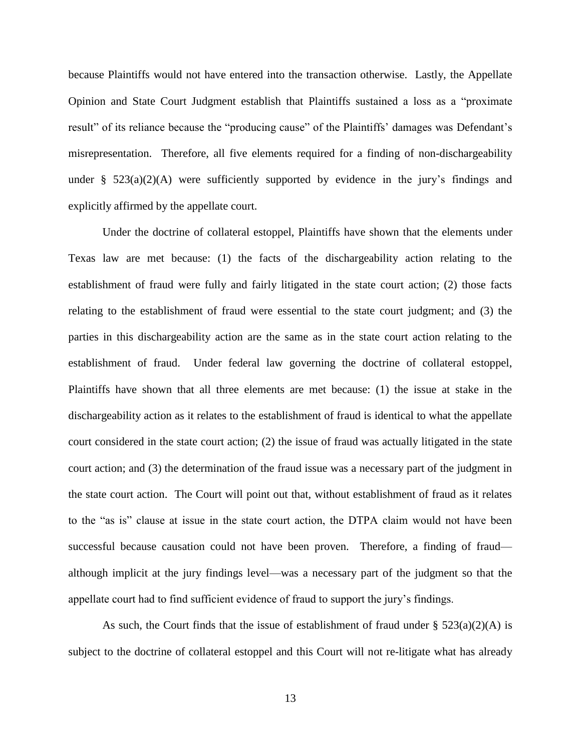because Plaintiffs would not have entered into the transaction otherwise. Lastly, the Appellate Opinion and State Court Judgment establish that Plaintiffs sustained a loss as a "proximate result" of its reliance because the "producing cause" of the Plaintiffs' damages was Defendant's misrepresentation. Therefore, all five elements required for a finding of non-dischargeability under § 523(a)(2)(A) were sufficiently supported by evidence in the jury's findings and explicitly affirmed by the appellate court.

Under the doctrine of collateral estoppel, Plaintiffs have shown that the elements under Texas law are met because: (1) the facts of the dischargeability action relating to the establishment of fraud were fully and fairly litigated in the state court action; (2) those facts relating to the establishment of fraud were essential to the state court judgment; and (3) the parties in this dischargeability action are the same as in the state court action relating to the establishment of fraud. Under federal law governing the doctrine of collateral estoppel, Plaintiffs have shown that all three elements are met because: (1) the issue at stake in the dischargeability action as it relates to the establishment of fraud is identical to what the appellate court considered in the state court action; (2) the issue of fraud was actually litigated in the state court action; and (3) the determination of the fraud issue was a necessary part of the judgment in the state court action. The Court will point out that, without establishment of fraud as it relates to the "as is" clause at issue in the state court action, the DTPA claim would not have been successful because causation could not have been proven. Therefore, a finding of fraud—although implicit at the jury findings level—was a necessary part of the judgment so that the appellate court had to find sufficient evidence of fraud to support the jury's findings.

As such, the Court finds that the issue of establishment of fraud under § 523(a)(2)(A) is subject to the doctrine of collateral estoppel and this Court will not re-litigate what has already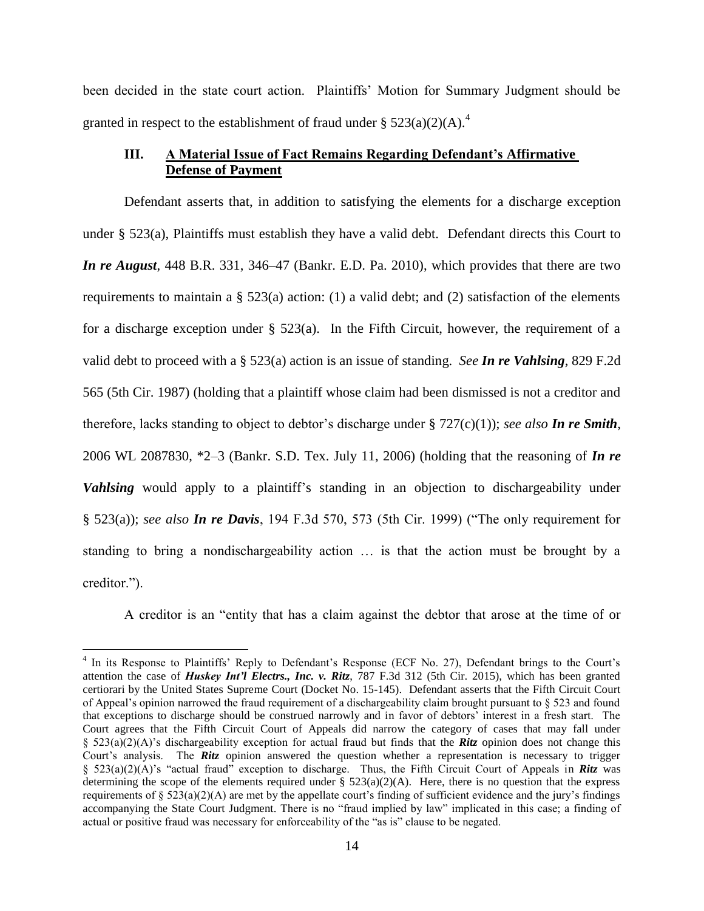been decided in the state court action. Plaintiffs' Motion for Summary Judgment should be granted in respect to the establishment of fraud under § 523(a)(2)(A).[4]

### III. A Material Issue of Fact Remains Regarding Defendant's Affirmative Defense of Payment

Defendant asserts that, in addition to satisfying the elements for a discharge exception under § 523(a), Plaintiffs must establish they have a valid debt. Defendant directs this Court to ***In re August***, 448 B.R. 331, 346–47 (Bankr. E.D. Pa. 2010), which provides that there are two requirements to maintain a § 523(a) action: (1) a valid debt; and (2) satisfaction of the elements for a discharge exception under § 523(a). In the Fifth Circuit, however, the requirement of a valid debt to proceed with a § 523(a) action is an issue of standing. *See **In re Vahlsing***, 829 F.2d 565 (5th Cir. 1987) (holding that a plaintiff whose claim had been dismissed is not a creditor and therefore, lacks standing to object to debtor's discharge under § 727(c)(1)); *see also **In re Smith***, 2006 WL 2087830, \*2–3 (Bankr. S.D. Tex. July 11, 2006) (holding that the reasoning of ***In re Vahlsing*** would apply to a plaintiff's standing in an objection to dischargeability under § 523(a)); *see also **In re Davis***, 194 F.3d 570, 573 (5th Cir. 1999) ("The only requirement for standing to bring a nondischargeability action … is that the action must be brought by a creditor.").

A creditor is an "entity that has a claim against the debtor that arose at the time of or

---

[4] In its Response to Plaintiffs' Reply to Defendant's Response (ECF No. 27), Defendant brings to the Court's attention the case of ***Huskey Int'l Electrs., Inc. v. Ritz***, 787 F.3d 312 (5th Cir. 2015), which has been granted certiorari by the United States Supreme Court (Docket No. 15-145). Defendant asserts that the Fifth Circuit Court of Appeal's opinion narrowed the fraud requirement of a dischargeability claim brought pursuant to § 523 and found that exceptions to discharge should be construed narrowly and in favor of debtors' interest in a fresh start. The Court agrees that the Fifth Circuit Court of Appeals did narrow the category of cases that may fall under § 523(a)(2)(A)'s dischargeability exception for actual fraud but finds that the ***Ritz*** opinion does not change this Court's analysis. The ***Ritz*** opinion answered the question whether a representation is necessary to trigger § 523(a)(2)(A)'s "actual fraud" exception to discharge. Thus, the Fifth Circuit Court of Appeals in ***Ritz*** was determining the scope of the elements required under § 523(a)(2)(A). Here, there is no question that the express requirements of § 523(a)(2)(A) are met by the appellate court's finding of sufficient evidence and the jury's findings accompanying the State Court Judgment. There is no "fraud implied by law" implicated in this case; a finding of actual or positive fraud was necessary for enforceability of the "as is" clause to be negated.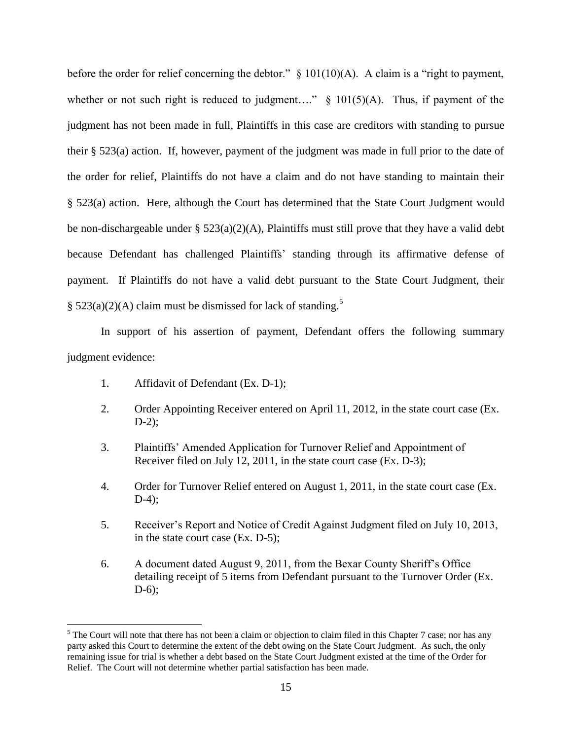before the order for relief concerning the debtor." § 101(10)(A). A claim is a "right to payment, whether or not such right is reduced to judgment…." § 101(5)(A). Thus, if payment of the judgment has not been made in full, Plaintiffs in this case are creditors with standing to pursue their § 523(a) action. If, however, payment of the judgment was made in full prior to the date of the order for relief, Plaintiffs do not have a claim and do not have standing to maintain their § 523(a) action. Here, although the Court has determined that the State Court Judgment would be non-dischargeable under § 523(a)(2)(A), Plaintiffs must still prove that they have a valid debt because Defendant has challenged Plaintiffs' standing through its affirmative defense of payment. If Plaintiffs do not have a valid debt pursuant to the State Court Judgment, their § 523(a)(2)(A) claim must be dismissed for lack of standing.[5]

In support of his assertion of payment, Defendant offers the following summary judgment evidence:

1. Affidavit of Defendant (Ex. D-1);
2. Order Appointing Receiver entered on April 11, 2012, in the state court case (Ex. D-2);
3. Plaintiffs' Amended Application for Turnover Relief and Appointment of Receiver filed on July 12, 2011, in the state court case (Ex. D-3);
4. Order for Turnover Relief entered on August 1, 2011, in the state court case (Ex. D-4);
5. Receiver's Report and Notice of Credit Against Judgment filed on July 10, 2013, in the state court case (Ex. D-5);
6. A document dated August 9, 2011, from the Bexar County Sheriff's Office detailing receipt of 5 items from Defendant pursuant to the Turnover Order (Ex. D-6);

[5] The Court will note that there has not been a claim or objection to claim filed in this Chapter 7 case; nor has any party asked this Court to determine the extent of the debt owing on the State Court Judgment. As such, the only remaining issue for trial is whether a debt based on the State Court Judgment existed at the time of the Order for Relief. The Court will not determine whether partial satisfaction has been made.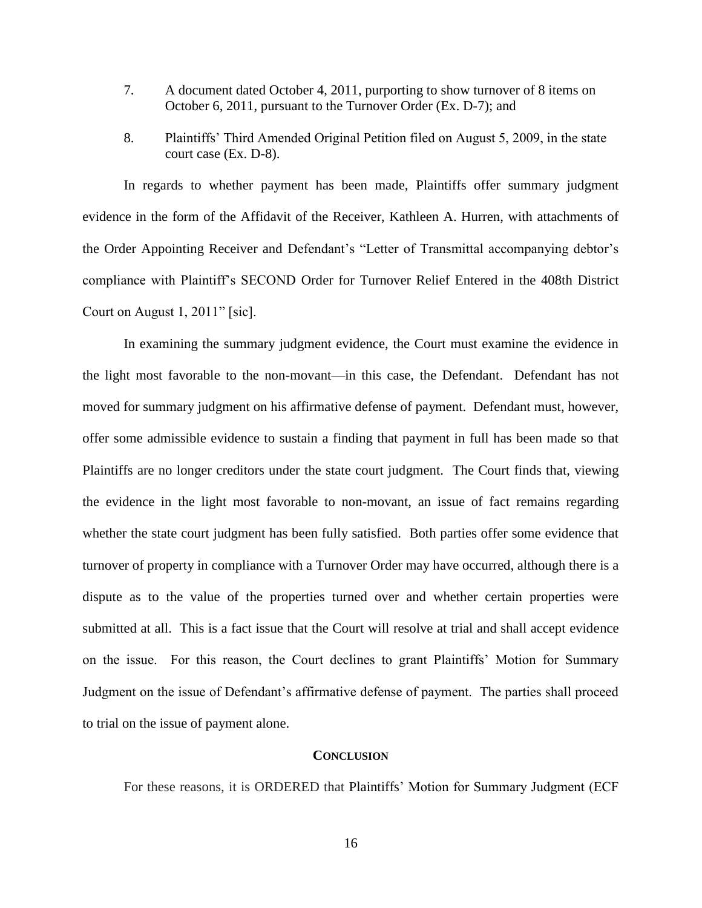7. A document dated October 4, 2011, purporting to show turnover of 8 items on October 6, 2011, pursuant to the Turnover Order (Ex. D-7); and

8. Plaintiffs' Third Amended Original Petition filed on August 5, 2009, in the state court case (Ex. D-8).

In regards to whether payment has been made, Plaintiffs offer summary judgment evidence in the form of the Affidavit of the Receiver, Kathleen A. Hurren, with attachments of the Order Appointing Receiver and Defendant's "Letter of Transmittal accompanying debtor's compliance with Plaintiff's SECOND Order for Turnover Relief Entered in the 408th District Court on August 1, 2011" [sic].

In examining the summary judgment evidence, the Court must examine the evidence in the light most favorable to the non-movant—in this case, the Defendant. Defendant has not moved for summary judgment on his affirmative defense of payment. Defendant must, however, offer some admissible evidence to sustain a finding that payment in full has been made so that Plaintiffs are no longer creditors under the state court judgment. The Court finds that, viewing the evidence in the light most favorable to non-movant, an issue of fact remains regarding whether the state court judgment has been fully satisfied. Both parties offer some evidence that turnover of property in compliance with a Turnover Order may have occurred, although there is a dispute as to the value of the properties turned over and whether certain properties were submitted at all. This is a fact issue that the Court will resolve at trial and shall accept evidence on the issue. For this reason, the Court declines to grant Plaintiffs' Motion for Summary Judgment on the issue of Defendant's affirmative defense of payment. The parties shall proceed to trial on the issue of payment alone.

## CONCLUSION

For these reasons, it is ORDERED that Plaintiffs' Motion for Summary Judgment (ECF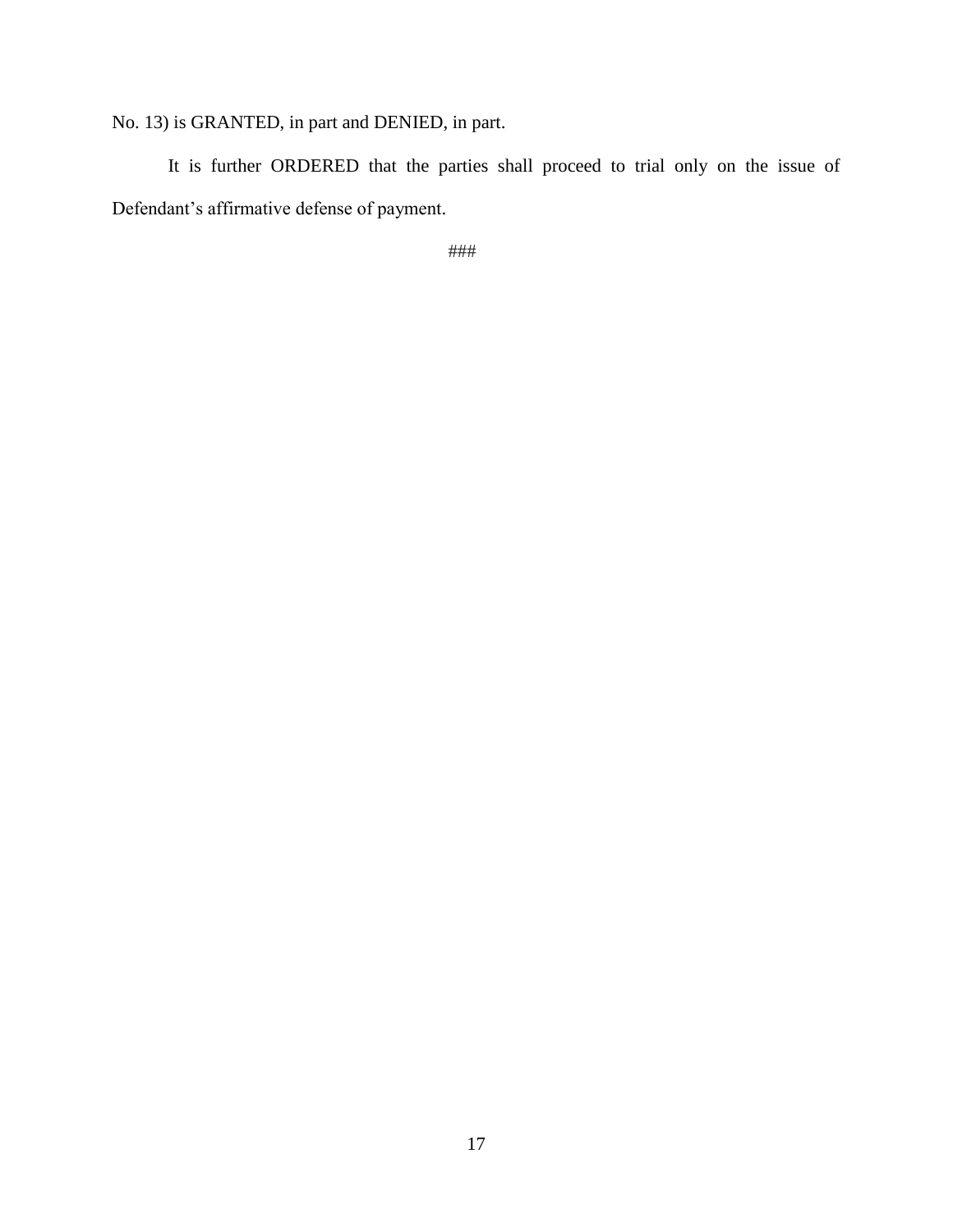No. 13) is GRANTED, in part and DENIED, in part.

It is further ORDERED that the parties shall proceed to trial only on the issue of Defendant's affirmative defense of payment.

###